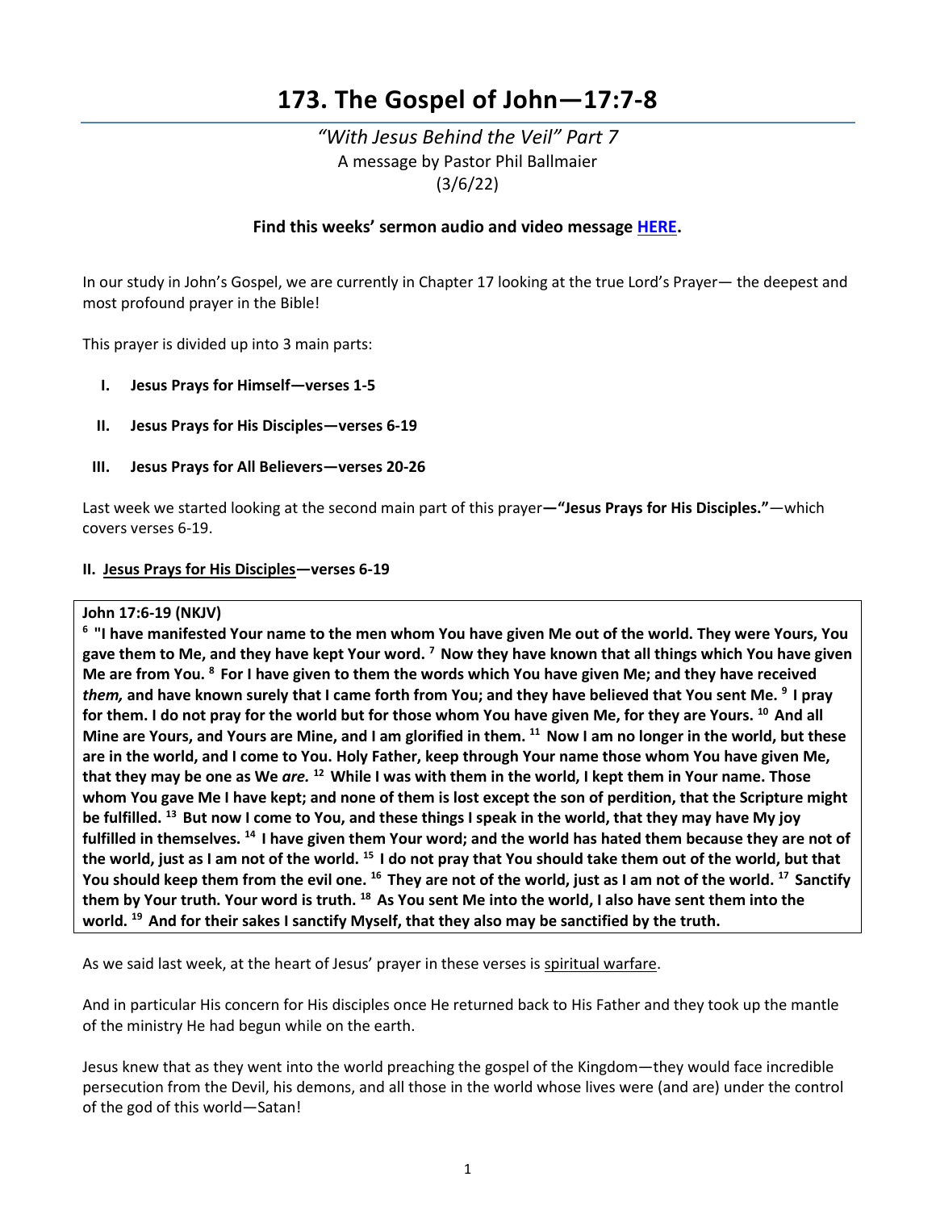# 173. The Gospel of John—17:7-8

*"With Jesus Behind the Veil" Part 7*
A message by Pastor Phil Ballmaier
(3/6/22)

**Find this weeks' sermon audio and video message HERE.**

In our study in John's Gospel, we are currently in Chapter 17 looking at the true Lord's Prayer— the deepest and most profound prayer in the Bible!

This prayer is divided up into 3 main parts:

I. **Jesus Prays for Himself—verses 1-5**

II. **Jesus Prays for His Disciples—verses 6-19**

III. **Jesus Prays for All Believers—verses 20-26**

Last week we started looking at the second main part of this prayer**—"Jesus Prays for His Disciples."**—which covers verses 6-19.

**II. Jesus Prays for His Disciples—verses 6-19**

**John 17:6-19 (NKJV)**
**6 "I have manifested Your name to the men whom You have given Me out of the world. They were Yours, You gave them to Me, and they have kept Your word. 7 Now they have known that all things which You have given Me are from You. 8 For I have given to them the words which You have given Me; and they have received *them,* and have known surely that I came forth from You; and they have believed that You sent Me. 9 I pray for them. I do not pray for the world but for those whom You have given Me, for they are Yours. 10 And all Mine are Yours, and Yours are Mine, and I am glorified in them. 11 Now I am no longer in the world, but these are in the world, and I come to You. Holy Father, keep through Your name those whom You have given Me, that they may be one as We *are.* 12 While I was with them in the world, I kept them in Your name. Those whom You gave Me I have kept; and none of them is lost except the son of perdition, that the Scripture might be fulfilled. 13 But now I come to You, and these things I speak in the world, that they may have My joy fulfilled in themselves. 14 I have given them Your word; and the world has hated them because they are not of the world, just as I am not of the world. 15 I do not pray that You should take them out of the world, but that You should keep them from the evil one. 16 They are not of the world, just as I am not of the world. 17 Sanctify them by Your truth. Your word is truth. 18 As You sent Me into the world, I also have sent them into the world. 19 And for their sakes I sanctify Myself, that they also may be sanctified by the truth.**

As we said last week, at the heart of Jesus' prayer in these verses is spiritual warfare.

And in particular His concern for His disciples once He returned back to His Father and they took up the mantle of the ministry He had begun while on the earth.

Jesus knew that as they went into the world preaching the gospel of the Kingdom—they would face incredible persecution from the Devil, his demons, and all those in the world whose lives were (and are) under the control of the god of this world—Satan!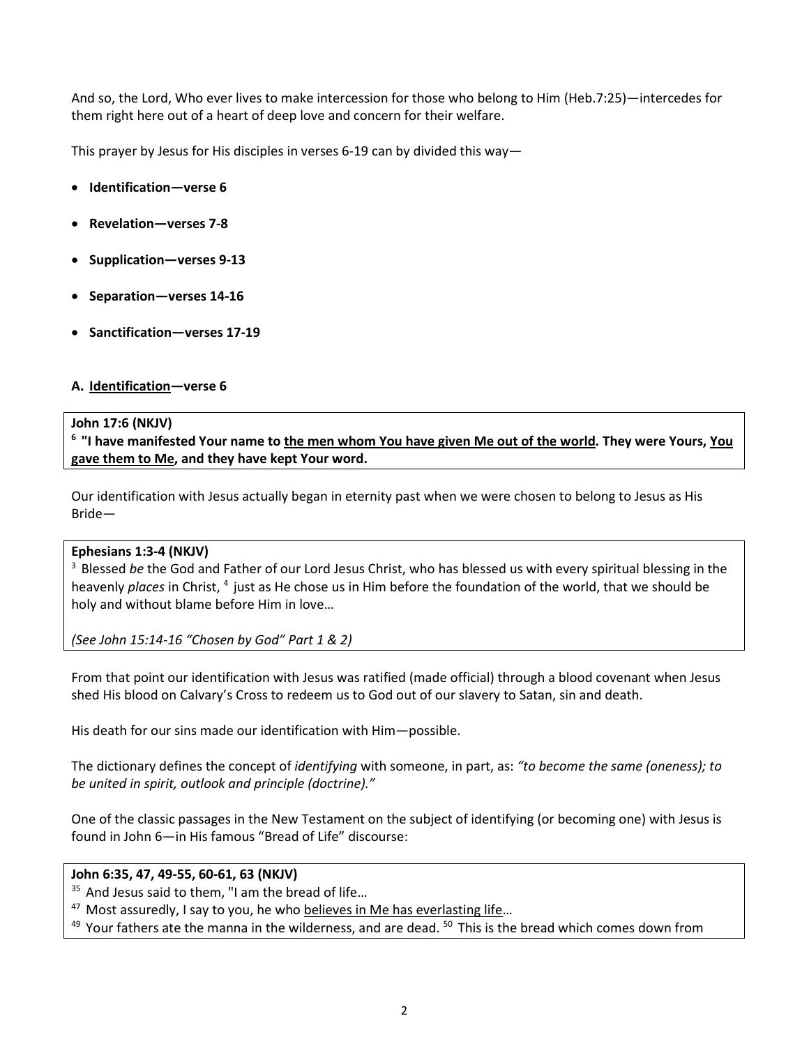And so, the Lord, Who ever lives to make intercession for those who belong to Him (Heb.7:25)—intercedes for them right here out of a heart of deep love and concern for their welfare.

This prayer by Jesus for His disciples in verses 6-19 can by divided this way—

- **Identification—verse 6**
- **Revelation—verses 7-8**
- **Supplication—verses 9-13**
- **Separation—verses 14-16**
- **Sanctification—verses 17-19**

### A. <u>Identification</u>—verse 6

**John 17:6 (NKJV)**
**[6] "I have manifested Your name to <u>the men whom You have given Me out of the world</u>. They were Yours, <u>You gave them to Me</u>, and they have kept Your word.**

Our identification with Jesus actually began in eternity past when we were chosen to belong to Jesus as His Bride—

**Ephesians 1:3-4 (NKJV)**
[3] Blessed *be* the God and Father of our Lord Jesus Christ, who has blessed us with every spiritual blessing in the heavenly *places* in Christ, [4] just as He chose us in Him before the foundation of the world, that we should be holy and without blame before Him in love…

*(See John 15:14-16 "Chosen by God" Part 1 & 2)*

From that point our identification with Jesus was ratified (made official) through a blood covenant when Jesus shed His blood on Calvary's Cross to redeem us to God out of our slavery to Satan, sin and death.

His death for our sins made our identification with Him—possible.

The dictionary defines the concept of *identifying* with someone, in part, as: *"to become the same (oneness); to be united in spirit, outlook and principle (doctrine)."*

One of the classic passages in the New Testament on the subject of identifying (or becoming one) with Jesus is found in John 6—in His famous "Bread of Life" discourse:

**John 6:35, 47, 49-55, 60-61, 63 (NKJV)**
[35] And Jesus said to them, "I am the bread of life…
[47] Most assuredly, I say to you, he who <u>believes in Me has everlasting life</u>…
[49] Your fathers ate the manna in the wilderness, and are dead. [50] This is the bread which comes down from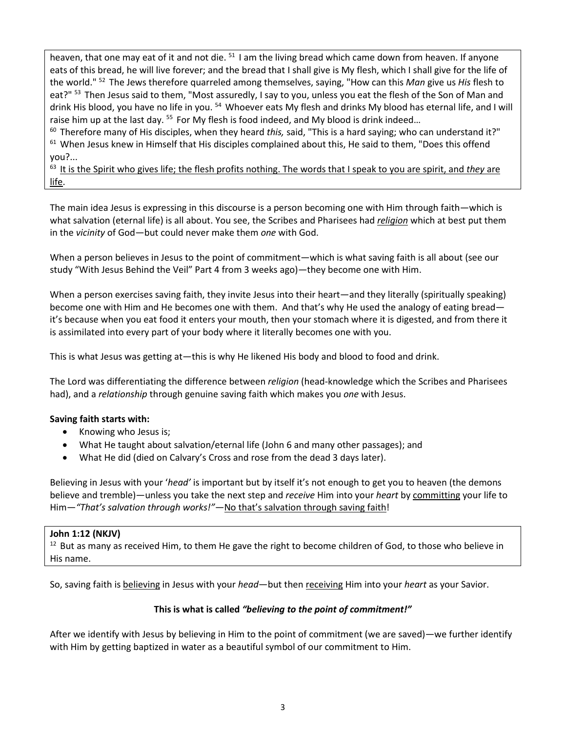heaven, that one may eat of it and not die. [51] I am the living bread which came down from heaven. If anyone eats of this bread, he will live forever; and the bread that I shall give is My flesh, which I shall give for the life of the world." [52] The Jews therefore quarreled among themselves, saying, "How can this *Man* give us *His* flesh to eat?" [53] Then Jesus said to them, "Most assuredly, I say to you, unless you eat the flesh of the Son of Man and drink His blood, you have no life in you. [54] Whoever eats My flesh and drinks My blood has eternal life, and I will raise him up at the last day. [55] For My flesh is food indeed, and My blood is drink indeed…

[60] Therefore many of His disciples, when they heard *this,* said, "This is a hard saying; who can understand it?" [61] When Jesus knew in Himself that His disciples complained about this, He said to them, "Does this offend you?...

[63] <u>It is the Spirit who gives life; the flesh profits nothing. The words that I speak to you are spirit, and *they* are life</u>.

The main idea Jesus is expressing in this discourse is a person becoming one with Him through faith—which is what salvation (eternal life) is all about. You see, the Scribes and Pharisees had <u>*religion*</u> which at best put them in the *vicinity* of God—but could never make them *one* with God.

When a person believes in Jesus to the point of commitment—which is what saving faith is all about (see our study "With Jesus Behind the Veil" Part 4 from 3 weeks ago)—they become one with Him.

When a person exercises saving faith, they invite Jesus into their heart—and they literally (spiritually speaking) become one with Him and He becomes one with them. And that's why He used the analogy of eating bread—it's because when you eat food it enters your mouth, then your stomach where it is digested, and from there it is assimilated into every part of your body where it literally becomes one with you.

This is what Jesus was getting at—this is why He likened His body and blood to food and drink.

The Lord was differentiating the difference between *religion* (head-knowledge which the Scribes and Pharisees had), and a *relationship* through genuine saving faith which makes you *one* with Jesus.

**Saving faith starts with:**

- Knowing who Jesus is;
- What He taught about salvation/eternal life (John 6 and many other passages); and
- What He did (died on Calvary's Cross and rose from the dead 3 days later).

Believing in Jesus with your '*head'* is important but by itself it's not enough to get you to heaven (the demons believe and tremble)—unless you take the next step and *receive* Him into your *heart* by <u>committing</u> your life to Him—*"That's salvation through works!"*—<u>No that's salvation through saving faith</u>!

**John 1:12 (NKJV)**

[12] But as many as received Him, to them He gave the right to become children of God, to those who believe in His name.

So, saving faith is <u>believing</u> in Jesus with your *head*—but then <u>receiving</u> Him into your *heart* as your Savior.

**This is what is called *"believing to the point of commitment!"***

After we identify with Jesus by believing in Him to the point of commitment (we are saved)—we further identify with Him by getting baptized in water as a beautiful symbol of our commitment to Him.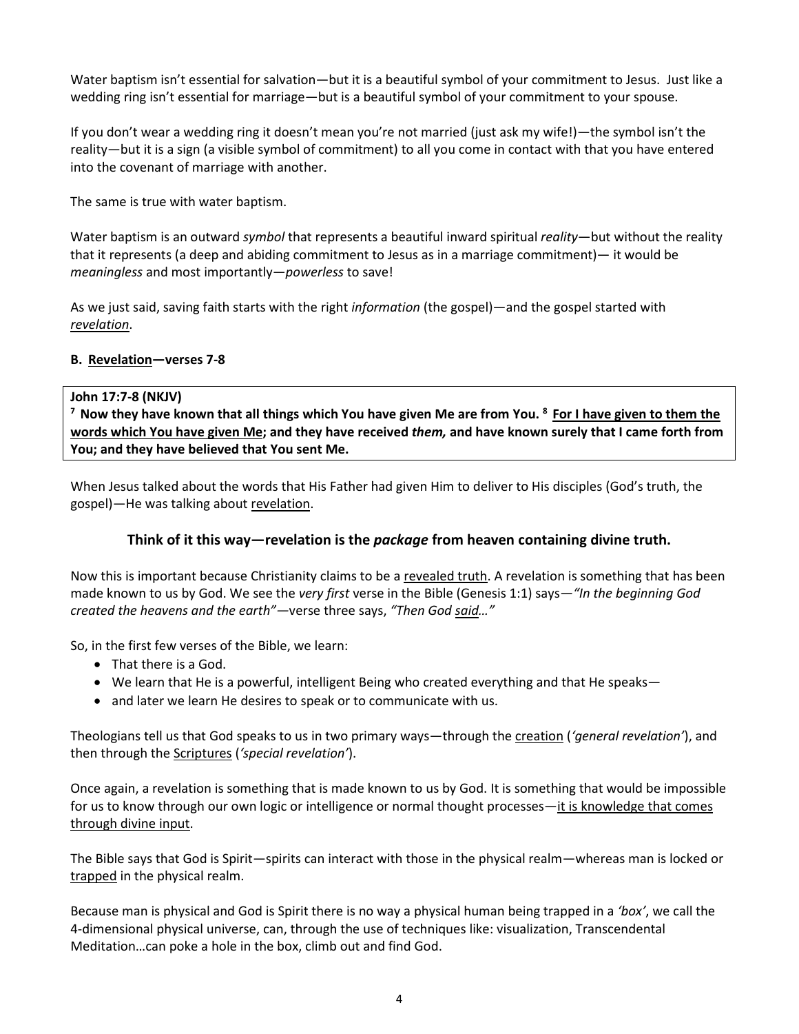Water baptism isn't essential for salvation—but it is a beautiful symbol of your commitment to Jesus. Just like a wedding ring isn't essential for marriage—but is a beautiful symbol of your commitment to your spouse.

If you don't wear a wedding ring it doesn't mean you're not married (just ask my wife!)—the symbol isn't the reality—but it is a sign (a visible symbol of commitment) to all you come in contact with that you have entered into the covenant of marriage with another.

The same is true with water baptism.

Water baptism is an outward *symbol* that represents a beautiful inward spiritual *reality*—but without the reality that it represents (a deep and abiding commitment to Jesus as in a marriage commitment)— it would be *meaningless* and most importantly—*powerless* to save!

As we just said, saving faith starts with the right *information* (the gospel)—and the gospel started with *revelation*.

**B. Revelation—verses 7-8**

> **John 17:7-8 (NKJV)**
> **[7] Now they have known that all things which You have given Me are from You. [8] For I have given to them the words which You have given Me; and they have received *them,* and have known surely that I came forth from You; and they have believed that You sent Me.**

When Jesus talked about the words that His Father had given Him to deliver to His disciples (God's truth, the gospel)—He was talking about revelation.

**Think of it this way—revelation is the *package* from heaven containing divine truth.**

Now this is important because Christianity claims to be a revealed truth. A revelation is something that has been made known to us by God. We see the *very first* verse in the Bible (Genesis 1:1) says—*"In the beginning God created the heavens and the earth"*—verse three says, *"Then God said…"*

So, in the first few verses of the Bible, we learn:

- That there is a God.
- We learn that He is a powerful, intelligent Being who created everything and that He speaks—
- and later we learn He desires to speak or to communicate with us.

Theologians tell us that God speaks to us in two primary ways—through the creation (*'general revelation'*), and then through the Scriptures (*'special revelation'*).

Once again, a revelation is something that is made known to us by God. It is something that would be impossible for us to know through our own logic or intelligence or normal thought processes—it is knowledge that comes through divine input.

The Bible says that God is Spirit—spirits can interact with those in the physical realm—whereas man is locked or trapped in the physical realm.

Because man is physical and God is Spirit there is no way a physical human being trapped in a *'box'*, we call the 4-dimensional physical universe, can, through the use of techniques like: visualization, Transcendental Meditation…can poke a hole in the box, climb out and find God.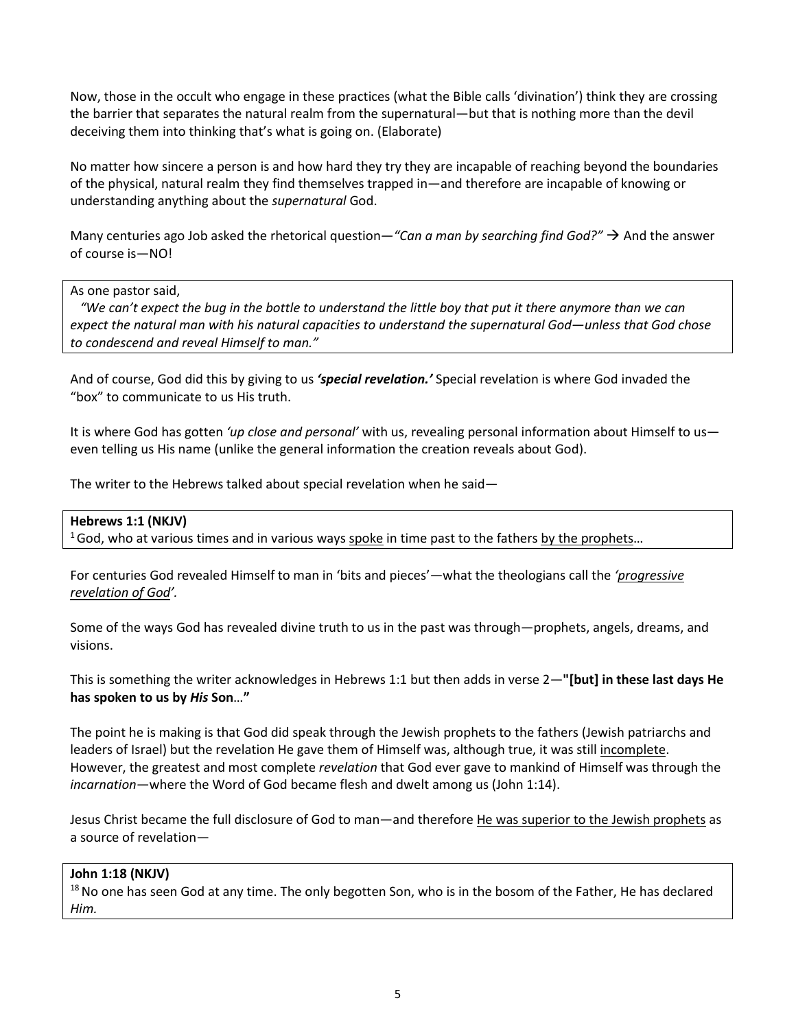Now, those in the occult who engage in these practices (what the Bible calls 'divination') think they are crossing the barrier that separates the natural realm from the supernatural—but that is nothing more than the devil deceiving them into thinking that's what is going on. (Elaborate)

No matter how sincere a person is and how hard they try they are incapable of reaching beyond the boundaries of the physical, natural realm they find themselves trapped in—and therefore are incapable of knowing or understanding anything about the *supernatural* God.

Many centuries ago Job asked the rhetorical question—*"Can a man by searching find God?"* → And the answer of course is—NO!

> As one pastor said,
> *"We can't expect the bug in the bottle to understand the little boy that put it there anymore than we can expect the natural man with his natural capacities to understand the supernatural God—unless that God chose to condescend and reveal Himself to man."*

And of course, God did this by giving to us ***'special revelation.'*** Special revelation is where God invaded the "box" to communicate to us His truth.

It is where God has gotten *'up close and personal'* with us, revealing personal information about Himself to us—even telling us His name (unlike the general information the creation reveals about God).

The writer to the Hebrews talked about special revelation when he said—

> **Hebrews 1:1 (NKJV)**
> [1] God, who at various times and in various ways <u>spoke</u> in time past to the fathers <u>by the prophets</u>…

For centuries God revealed Himself to man in 'bits and pieces'—what the theologians call the *<u>'progressive revelation of God'</u>*.

Some of the ways God has revealed divine truth to us in the past was through—prophets, angels, dreams, and visions.

This is something the writer acknowledges in Hebrews 1:1 but then adds in verse 2—**"[but] in these last days He has spoken to us by *His* Son…"**

The point he is making is that God did speak through the Jewish prophets to the fathers (Jewish patriarchs and leaders of Israel) but the revelation He gave them of Himself was, although true, it was still <u>incomplete</u>. However, the greatest and most complete *revelation* that God ever gave to mankind of Himself was through the *incarnation*—where the Word of God became flesh and dwelt among us (John 1:14).

Jesus Christ became the full disclosure of God to man—and therefore <u>He was superior to the Jewish prophets</u> as a source of revelation—

> **John 1:18 (NKJV)**
> [18] No one has seen God at any time. The only begotten Son, who is in the bosom of the Father, He has declared *Him.*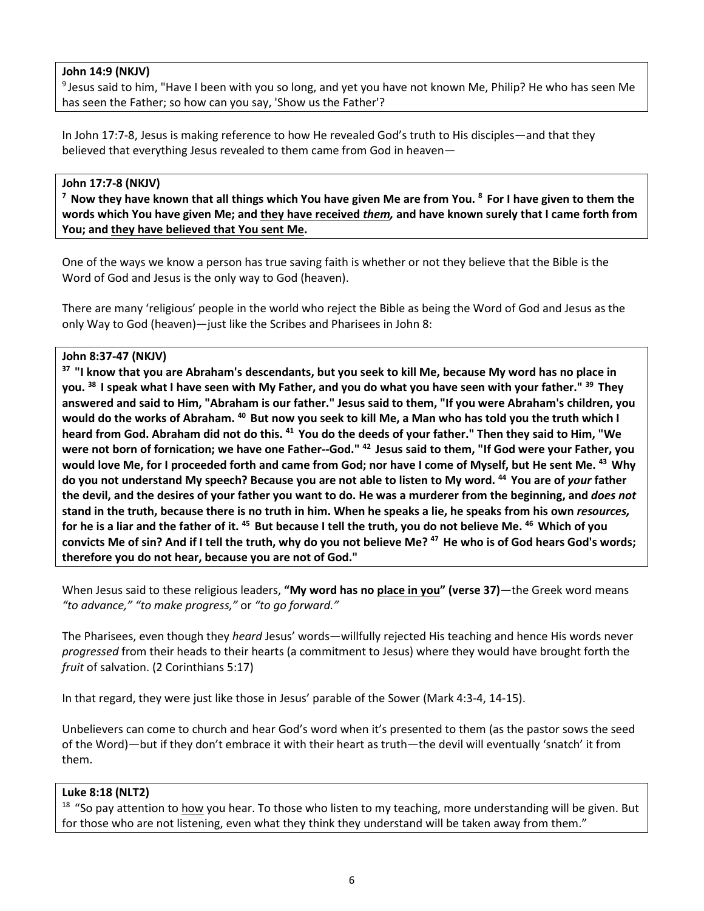**John 14:9 (NKJV)**
[9] Jesus said to him, "Have I been with you so long, and yet you have not known Me, Philip? He who has seen Me has seen the Father; so how can you say, 'Show us the Father'?

In John 17:7-8, Jesus is making reference to how He revealed God's truth to His disciples—and that they believed that everything Jesus revealed to them came from God in heaven—

**John 17:7-8 (NKJV)**
**[7] Now they have known that all things which You have given Me are from You. [8] For I have given to them the words which You have given Me; and <u>they have received *them*,</u> and have known surely that I came forth from You; and <u>they have believed that You sent Me</u>.**

One of the ways we know a person has true saving faith is whether or not they believe that the Bible is the Word of God and Jesus is the only way to God (heaven).

There are many 'religious' people in the world who reject the Bible as being the Word of God and Jesus as the only Way to God (heaven)—just like the Scribes and Pharisees in John 8:

**John 8:37-47 (NKJV)**
**[37] "I know that you are Abraham's descendants, but you seek to kill Me, because My word has no place in you. [38] I speak what I have seen with My Father, and you do what you have seen with your father." [39] They answered and said to Him, "Abraham is our father." Jesus said to them, "If you were Abraham's children, you would do the works of Abraham. [40] But now you seek to kill Me, a Man who has told you the truth which I heard from God. Abraham did not do this. [41] You do the deeds of your father." Then they said to Him, "We were not born of fornication; we have one Father--God." [42] Jesus said to them, "If God were your Father, you would love Me, for I proceeded forth and came from God; nor have I come of Myself, but He sent Me. [43] Why do you not understand My speech? Because you are not able to listen to My word. [44] You are of *your* father the devil, and the desires of your father you want to do. He was a murderer from the beginning, and *does not* stand in the truth, because there is no truth in him. When he speaks a lie, he speaks from his own *resources,* for he is a liar and the father of it. [45] But because I tell the truth, you do not believe Me. [46] Which of you convicts Me of sin? And if I tell the truth, why do you not believe Me? [47] He who is of God hears God's words; therefore you do not hear, because you are not of God."**

When Jesus said to these religious leaders, **"My word has no <u>place in you</u>" (verse 37)**—the Greek word means *"to advance," "to make progress,"* or *"to go forward."*

The Pharisees, even though they *heard* Jesus' words—willfully rejected His teaching and hence His words never *progressed* from their heads to their hearts (a commitment to Jesus) where they would have brought forth the *fruit* of salvation. (2 Corinthians 5:17)

In that regard, they were just like those in Jesus' parable of the Sower (Mark 4:3-4, 14-15).

Unbelievers can come to church and hear God's word when it's presented to them (as the pastor sows the seed of the Word)—but if they don't embrace it with their heart as truth—the devil will eventually 'snatch' it from them.

**Luke 8:18 (NLT2)**
[18] "So pay attention to <u>how</u> you hear. To those who listen to my teaching, more understanding will be given. But for those who are not listening, even what they think they understand will be taken away from them."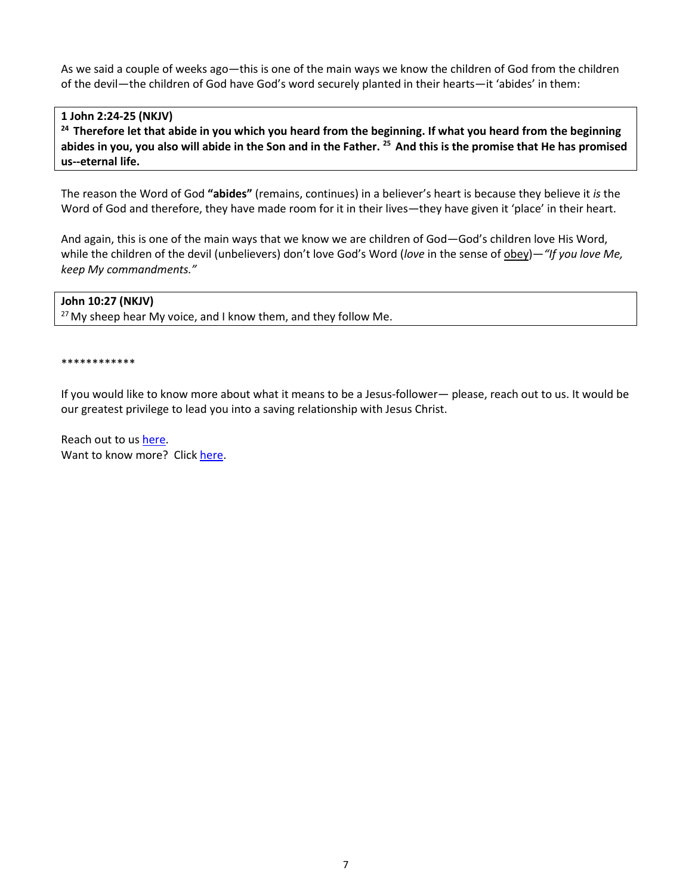As we said a couple of weeks ago—this is one of the main ways we know the children of God from the children of the devil—the children of God have God's word securely planted in their hearts—it 'abides' in them:

**1 John 2:24-25 (NKJV)**
**[24] Therefore let that abide in you which you heard from the beginning. If what you heard from the beginning abides in you, you also will abide in the Son and in the Father. [25] And this is the promise that He has promised us--eternal life.**

The reason the Word of God **"abides"** (remains, continues) in a believer's heart is because they believe it *is* the Word of God and therefore, they have made room for it in their lives—they have given it 'place' in their heart.

And again, this is one of the main ways that we know we are children of God—God's children love His Word, while the children of the devil (unbelievers) don't love God's Word (*love* in the sense of obey)—*"If you love Me, keep My commandments."*

**John 10:27 (NKJV)**
[27] My sheep hear My voice, and I know them, and they follow Me.

************

If you would like to know more about what it means to be a Jesus-follower— please, reach out to us. It would be our greatest privilege to lead you into a saving relationship with Jesus Christ.

Reach out to us here.
Want to know more? Click here.